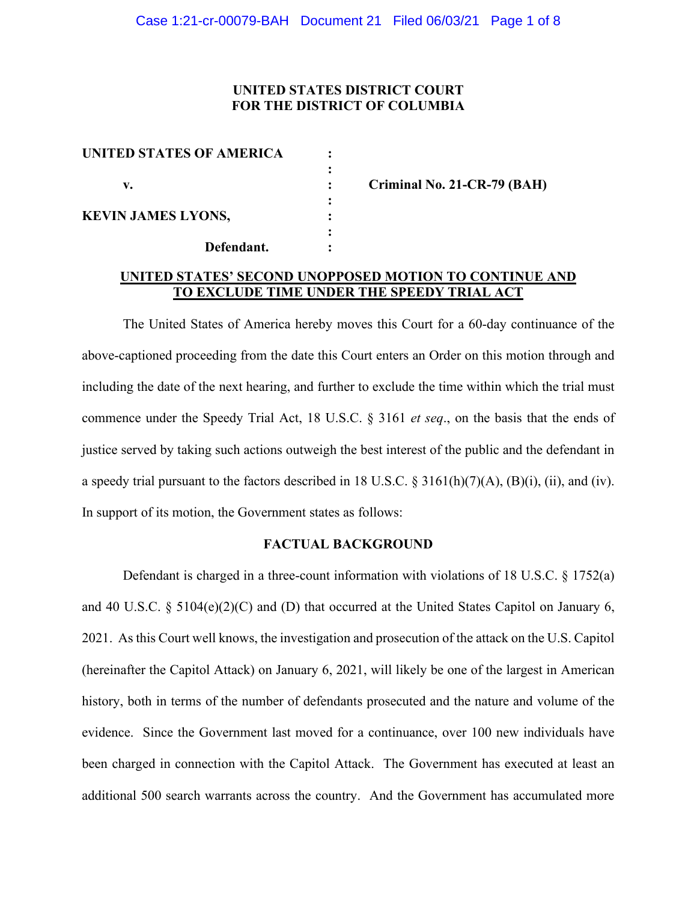**UNITED STATES DISTRICT COURT**
**FOR THE DISTRICT OF COLUMBIA**

| | | |
|---|---|---|
| **UNITED STATES OF AMERICA** | : | |
| | : | |
| **v.** | : | **Criminal No. 21-CR-79 (BAH)** |
| | : | |
| **KEVIN JAMES LYONS,** | : | |
| | : | |
| **Defendant.** | : | |

## UNITED STATES' SECOND UNOPPOSED MOTION TO CONTINUE AND TO EXCLUDE TIME UNDER THE SPEEDY TRIAL ACT

The United States of America hereby moves this Court for a 60-day continuance of the above-captioned proceeding from the date this Court enters an Order on this motion through and including the date of the next hearing, and further to exclude the time within which the trial must commence under the Speedy Trial Act, 18 U.S.C. § 3161 *et seq*., on the basis that the ends of justice served by taking such actions outweigh the best interest of the public and the defendant in a speedy trial pursuant to the factors described in 18 U.S.C. § 3161(h)(7)(A), (B)(i), (ii), and (iv). In support of its motion, the Government states as follows:

### FACTUAL BACKGROUND

Defendant is charged in a three-count information with violations of 18 U.S.C. § 1752(a) and 40 U.S.C. § 5104(e)(2)(C) and (D) that occurred at the United States Capitol on January 6, 2021. As this Court well knows, the investigation and prosecution of the attack on the U.S. Capitol (hereinafter the Capitol Attack) on January 6, 2021, will likely be one of the largest in American history, both in terms of the number of defendants prosecuted and the nature and volume of the evidence. Since the Government last moved for a continuance, over 100 new individuals have been charged in connection with the Capitol Attack. The Government has executed at least an additional 500 search warrants across the country. And the Government has accumulated more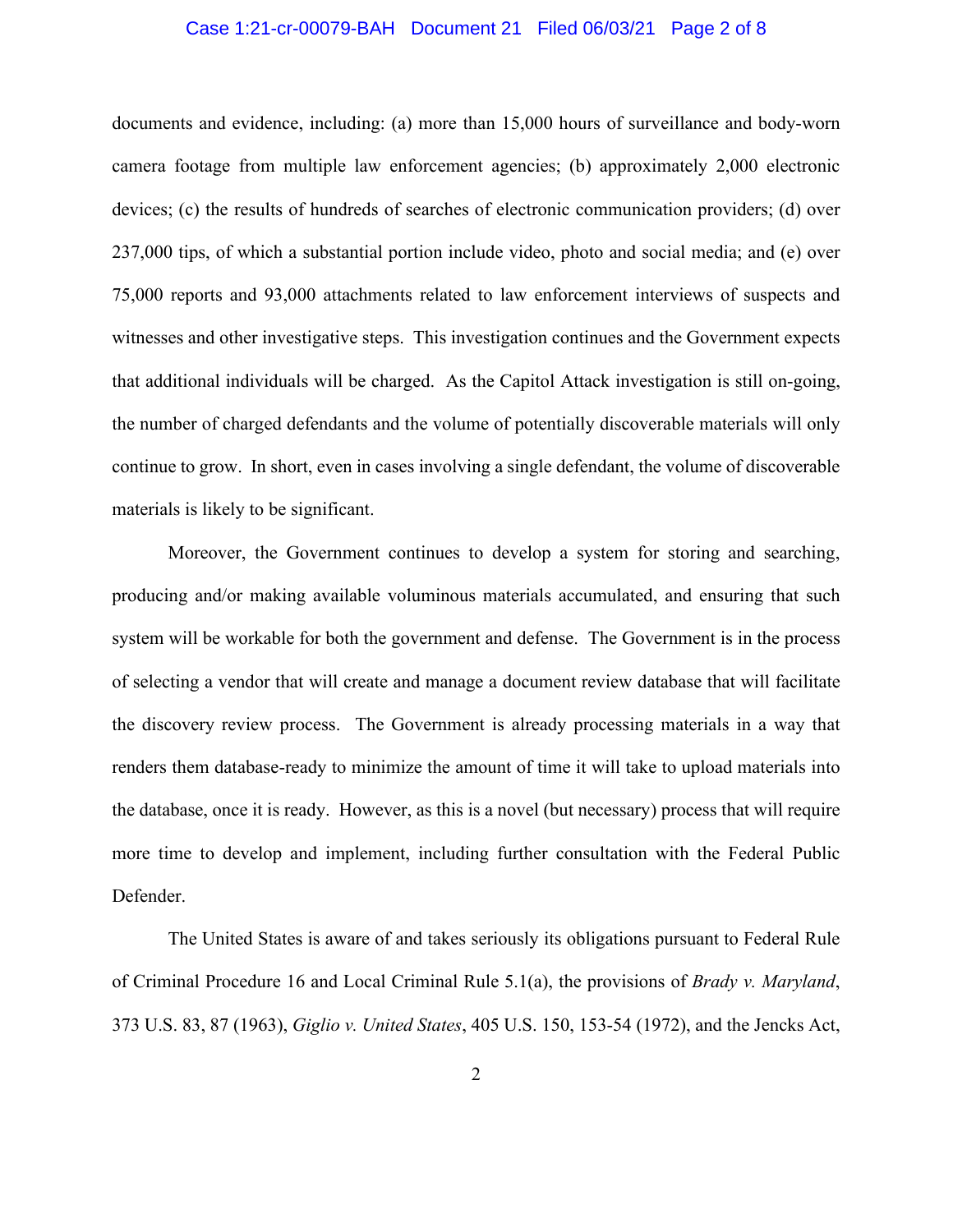documents and evidence, including: (a) more than 15,000 hours of surveillance and body-worn camera footage from multiple law enforcement agencies; (b) approximately 2,000 electronic devices; (c) the results of hundreds of searches of electronic communication providers; (d) over 237,000 tips, of which a substantial portion include video, photo and social media; and (e) over 75,000 reports and 93,000 attachments related to law enforcement interviews of suspects and witnesses and other investigative steps. This investigation continues and the Government expects that additional individuals will be charged. As the Capitol Attack investigation is still on-going, the number of charged defendants and the volume of potentially discoverable materials will only continue to grow. In short, even in cases involving a single defendant, the volume of discoverable materials is likely to be significant.

Moreover, the Government continues to develop a system for storing and searching, producing and/or making available voluminous materials accumulated, and ensuring that such system will be workable for both the government and defense. The Government is in the process of selecting a vendor that will create and manage a document review database that will facilitate the discovery review process. The Government is already processing materials in a way that renders them database-ready to minimize the amount of time it will take to upload materials into the database, once it is ready. However, as this is a novel (but necessary) process that will require more time to develop and implement, including further consultation with the Federal Public Defender.

The United States is aware of and takes seriously its obligations pursuant to Federal Rule of Criminal Procedure 16 and Local Criminal Rule 5.1(a), the provisions of *Brady v. Maryland*, 373 U.S. 83, 87 (1963), *Giglio v. United States*, 405 U.S. 150, 153-54 (1972), and the Jencks Act,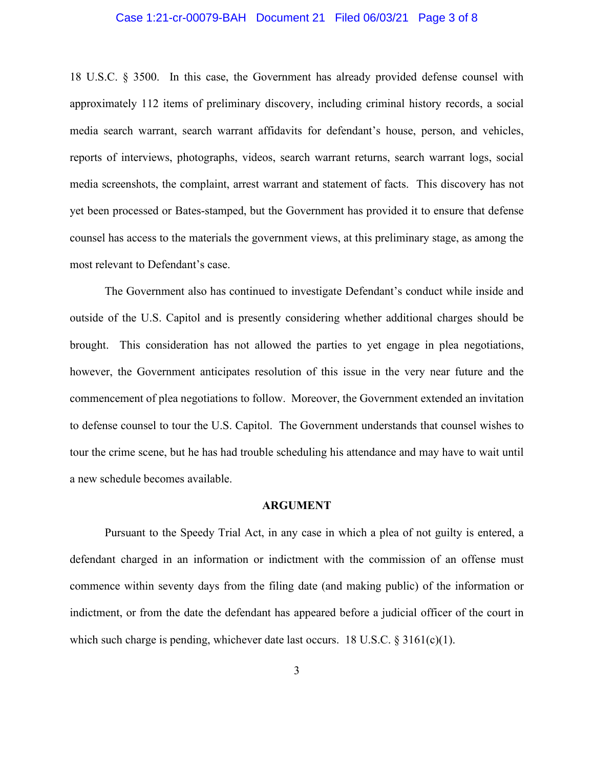18 U.S.C. § 3500. In this case, the Government has already provided defense counsel with approximately 112 items of preliminary discovery, including criminal history records, a social media search warrant, search warrant affidavits for defendant's house, person, and vehicles, reports of interviews, photographs, videos, search warrant returns, search warrant logs, social media screenshots, the complaint, arrest warrant and statement of facts. This discovery has not yet been processed or Bates-stamped, but the Government has provided it to ensure that defense counsel has access to the materials the government views, at this preliminary stage, as among the most relevant to Defendant's case.

The Government also has continued to investigate Defendant's conduct while inside and outside of the U.S. Capitol and is presently considering whether additional charges should be brought. This consideration has not allowed the parties to yet engage in plea negotiations, however, the Government anticipates resolution of this issue in the very near future and the commencement of plea negotiations to follow. Moreover, the Government extended an invitation to defense counsel to tour the U.S. Capitol. The Government understands that counsel wishes to tour the crime scene, but he has had trouble scheduling his attendance and may have to wait until a new schedule becomes available.

## ARGUMENT

Pursuant to the Speedy Trial Act, in any case in which a plea of not guilty is entered, a defendant charged in an information or indictment with the commission of an offense must commence within seventy days from the filing date (and making public) of the information or indictment, or from the date the defendant has appeared before a judicial officer of the court in which such charge is pending, whichever date last occurs. 18 U.S.C. § 3161(c)(1).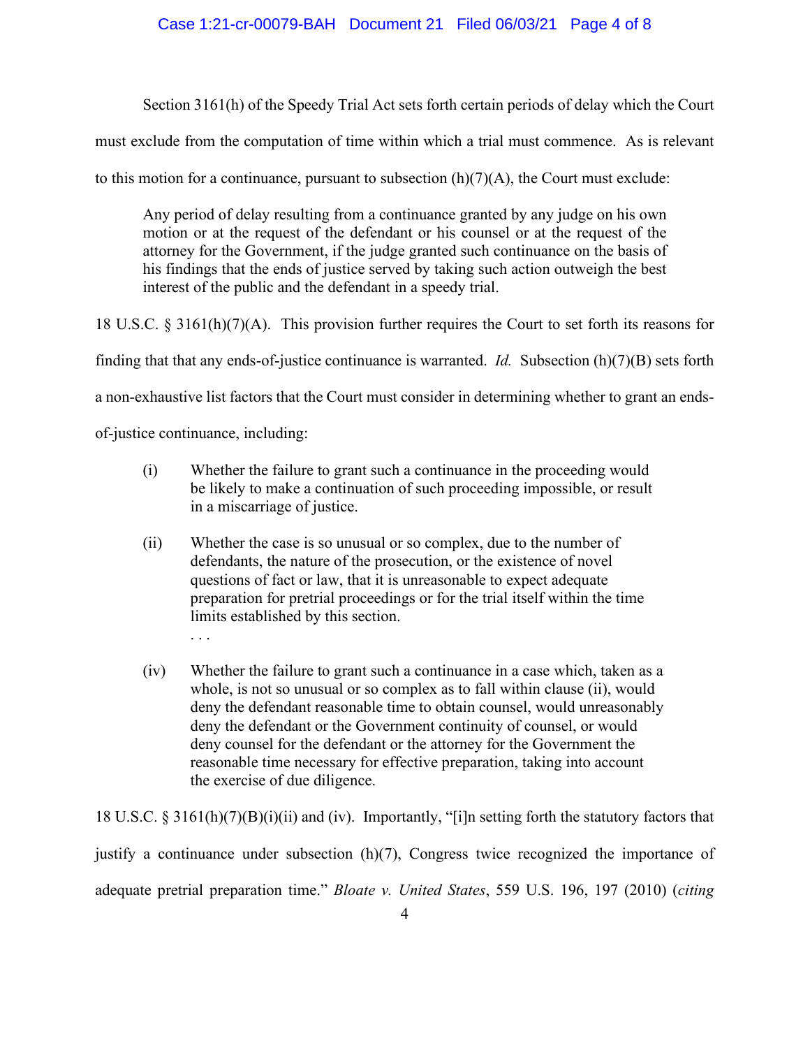Section 3161(h) of the Speedy Trial Act sets forth certain periods of delay which the Court must exclude from the computation of time within which a trial must commence. As is relevant to this motion for a continuance, pursuant to subsection (h)(7)(A), the Court must exclude:

> Any period of delay resulting from a continuance granted by any judge on his own motion or at the request of the defendant or his counsel or at the request of the attorney for the Government, if the judge granted such continuance on the basis of his findings that the ends of justice served by taking such action outweigh the best interest of the public and the defendant in a speedy trial.

18 U.S.C. § 3161(h)(7)(A). This provision further requires the Court to set forth its reasons for finding that that any ends-of-justice continuance is warranted. *Id.* Subsection (h)(7)(B) sets forth a non-exhaustive list factors that the Court must consider in determining whether to grant an ends-of-justice continuance, including:

> (i) Whether the failure to grant such a continuance in the proceeding would be likely to make a continuation of such proceeding impossible, or result in a miscarriage of justice.
>
> (ii) Whether the case is so unusual or so complex, due to the number of defendants, the nature of the prosecution, or the existence of novel questions of fact or law, that it is unreasonable to expect adequate preparation for pretrial proceedings or for the trial itself within the time limits established by this section.
>
> . . .
>
> (iv) Whether the failure to grant such a continuance in a case which, taken as a whole, is not so unusual or so complex as to fall within clause (ii), would deny the defendant reasonable time to obtain counsel, would unreasonably deny the defendant or the Government continuity of counsel, or would deny counsel for the defendant or the attorney for the Government the reasonable time necessary for effective preparation, taking into account the exercise of due diligence.

18 U.S.C. § 3161(h)(7)(B)(i)(ii) and (iv). Importantly, "[i]n setting forth the statutory factors that justify a continuance under subsection (h)(7), Congress twice recognized the importance of adequate pretrial preparation time." *Bloate v. United States*, 559 U.S. 196, 197 (2010) (*citing*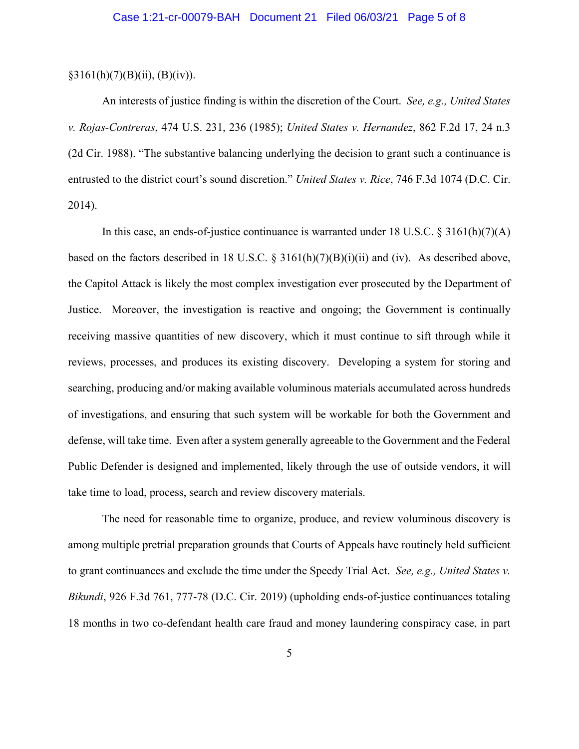§3161(h)(7)(B)(ii), (B)(iv)).

An interests of justice finding is within the discretion of the Court. *See, e.g., United States v. Rojas-Contreras*, 474 U.S. 231, 236 (1985); *United States v. Hernandez*, 862 F.2d 17, 24 n.3 (2d Cir. 1988). "The substantive balancing underlying the decision to grant such a continuance is entrusted to the district court's sound discretion." *United States v. Rice*, 746 F.3d 1074 (D.C. Cir. 2014).

In this case, an ends-of-justice continuance is warranted under 18 U.S.C. § 3161(h)(7)(A) based on the factors described in 18 U.S.C. § 3161(h)(7)(B)(i)(ii) and (iv). As described above, the Capitol Attack is likely the most complex investigation ever prosecuted by the Department of Justice. Moreover, the investigation is reactive and ongoing; the Government is continually receiving massive quantities of new discovery, which it must continue to sift through while it reviews, processes, and produces its existing discovery. Developing a system for storing and searching, producing and/or making available voluminous materials accumulated across hundreds of investigations, and ensuring that such system will be workable for both the Government and defense, will take time. Even after a system generally agreeable to the Government and the Federal Public Defender is designed and implemented, likely through the use of outside vendors, it will take time to load, process, search and review discovery materials.

The need for reasonable time to organize, produce, and review voluminous discovery is among multiple pretrial preparation grounds that Courts of Appeals have routinely held sufficient to grant continuances and exclude the time under the Speedy Trial Act. *See, e.g., United States v. Bikundi*, 926 F.3d 761, 777-78 (D.C. Cir. 2019) (upholding ends-of-justice continuances totaling 18 months in two co-defendant health care fraud and money laundering conspiracy case, in part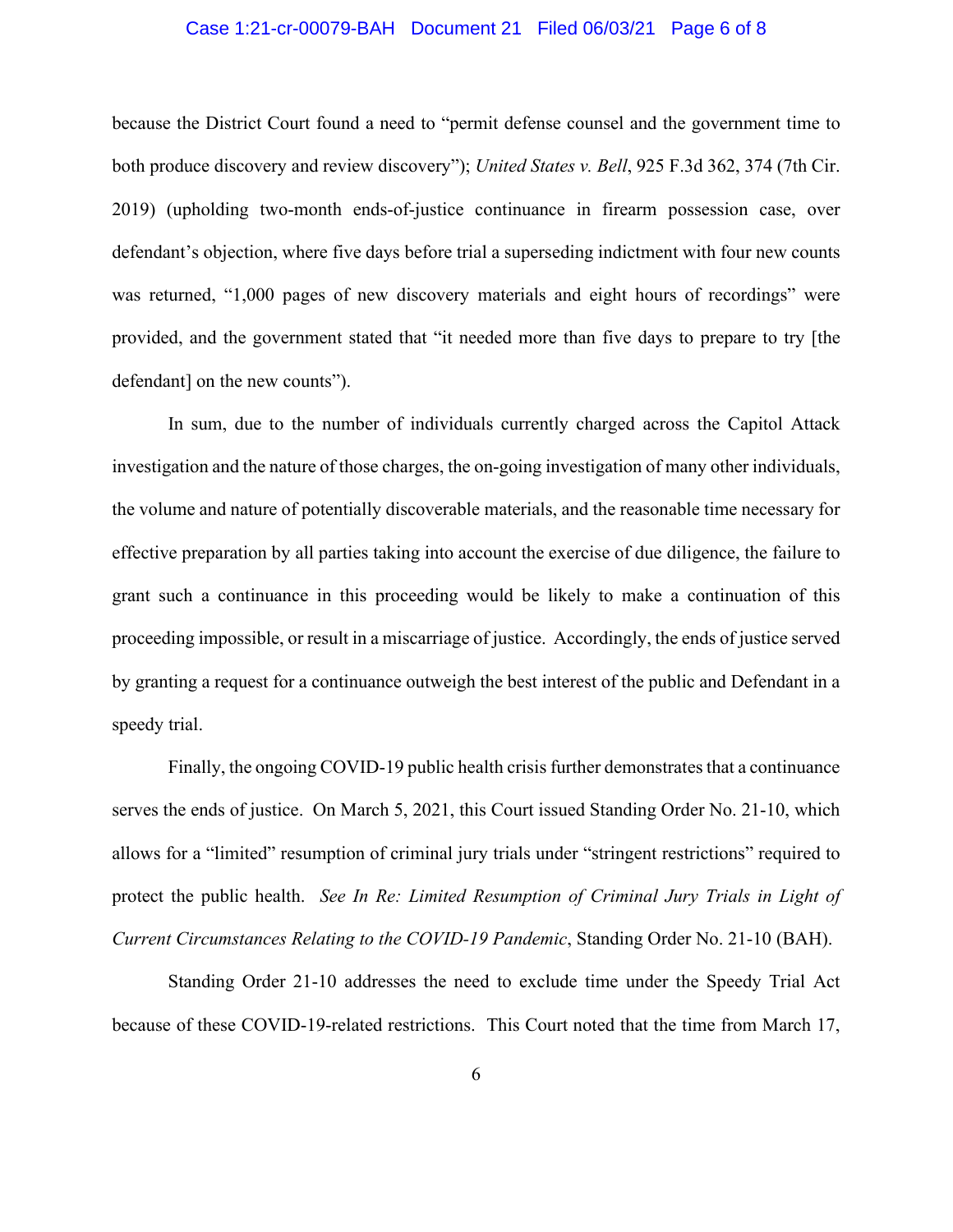because the District Court found a need to "permit defense counsel and the government time to both produce discovery and review discovery"); *United States v. Bell*, 925 F.3d 362, 374 (7th Cir. 2019) (upholding two-month ends-of-justice continuance in firearm possession case, over defendant's objection, where five days before trial a superseding indictment with four new counts was returned, "1,000 pages of new discovery materials and eight hours of recordings" were provided, and the government stated that "it needed more than five days to prepare to try [the defendant] on the new counts").

In sum, due to the number of individuals currently charged across the Capitol Attack investigation and the nature of those charges, the on-going investigation of many other individuals, the volume and nature of potentially discoverable materials, and the reasonable time necessary for effective preparation by all parties taking into account the exercise of due diligence, the failure to grant such a continuance in this proceeding would be likely to make a continuation of this proceeding impossible, or result in a miscarriage of justice. Accordingly, the ends of justice served by granting a request for a continuance outweigh the best interest of the public and Defendant in a speedy trial.

Finally, the ongoing COVID-19 public health crisis further demonstrates that a continuance serves the ends of justice. On March 5, 2021, this Court issued Standing Order No. 21-10, which allows for a "limited" resumption of criminal jury trials under "stringent restrictions" required to protect the public health. *See In Re: Limited Resumption of Criminal Jury Trials in Light of Current Circumstances Relating to the COVID-19 Pandemic*, Standing Order No. 21-10 (BAH).

Standing Order 21-10 addresses the need to exclude time under the Speedy Trial Act because of these COVID-19-related restrictions. This Court noted that the time from March 17,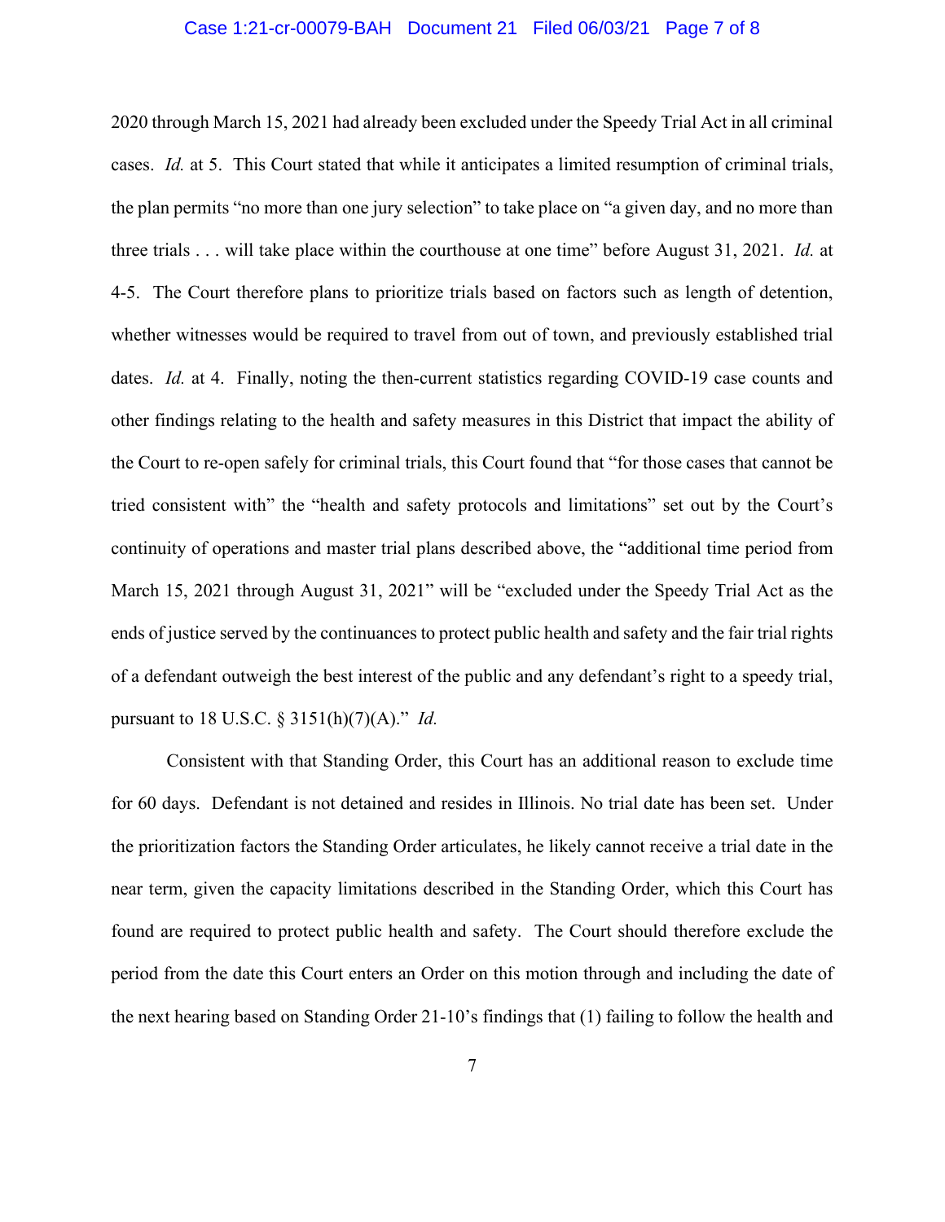2020 through March 15, 2021 had already been excluded under the Speedy Trial Act in all criminal cases. *Id.* at 5. This Court stated that while it anticipates a limited resumption of criminal trials, the plan permits "no more than one jury selection" to take place on "a given day, and no more than three trials . . . will take place within the courthouse at one time" before August 31, 2021. *Id.* at 4-5. The Court therefore plans to prioritize trials based on factors such as length of detention, whether witnesses would be required to travel from out of town, and previously established trial dates. *Id.* at 4. Finally, noting the then-current statistics regarding COVID-19 case counts and other findings relating to the health and safety measures in this District that impact the ability of the Court to re-open safely for criminal trials, this Court found that "for those cases that cannot be tried consistent with" the "health and safety protocols and limitations" set out by the Court's continuity of operations and master trial plans described above, the "additional time period from March 15, 2021 through August 31, 2021" will be "excluded under the Speedy Trial Act as the ends of justice served by the continuances to protect public health and safety and the fair trial rights of a defendant outweigh the best interest of the public and any defendant's right to a speedy trial, pursuant to 18 U.S.C. § 3151(h)(7)(A)." *Id.*

Consistent with that Standing Order, this Court has an additional reason to exclude time for 60 days. Defendant is not detained and resides in Illinois. No trial date has been set. Under the prioritization factors the Standing Order articulates, he likely cannot receive a trial date in the near term, given the capacity limitations described in the Standing Order, which this Court has found are required to protect public health and safety. The Court should therefore exclude the period from the date this Court enters an Order on this motion through and including the date of the next hearing based on Standing Order 21-10's findings that (1) failing to follow the health and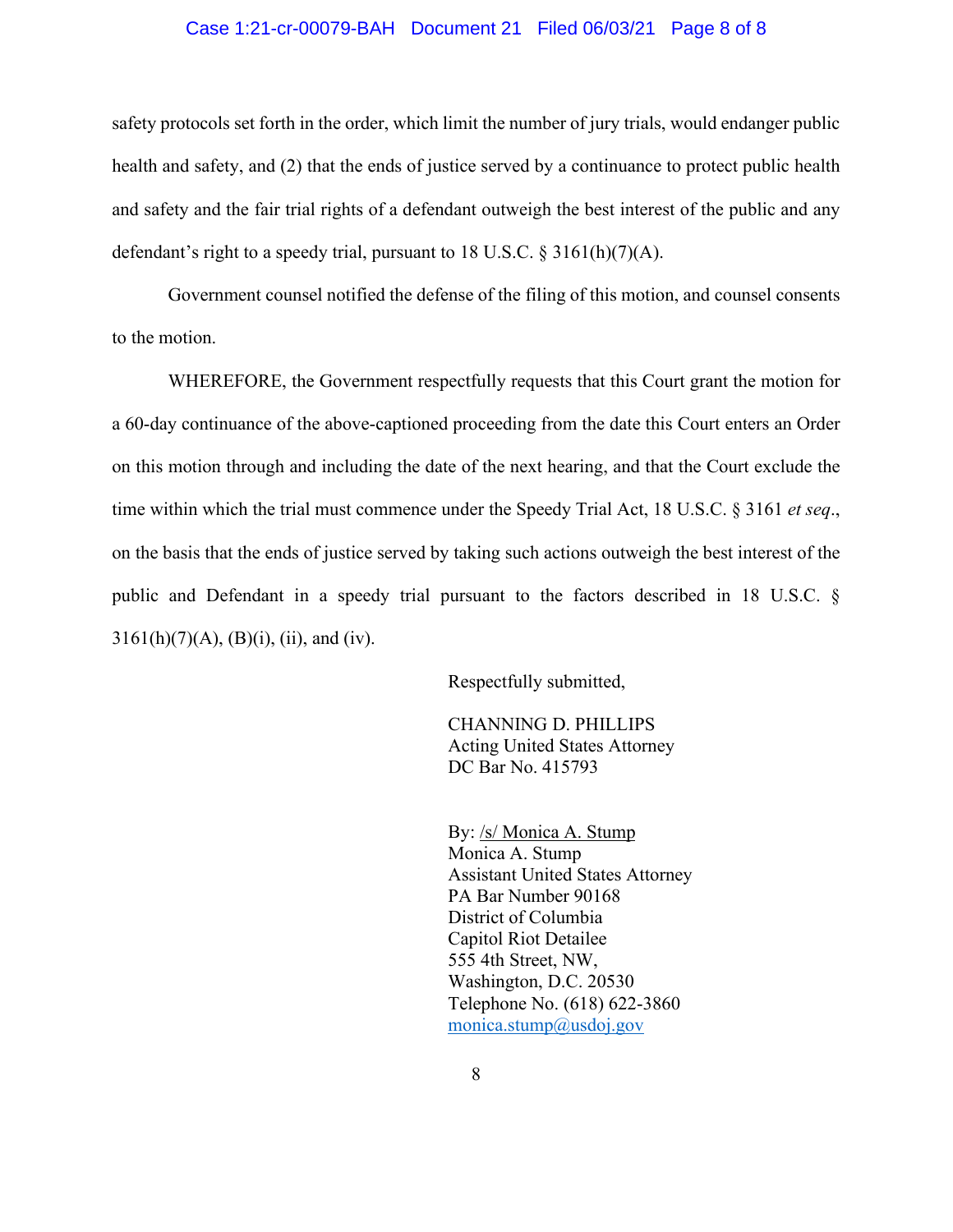safety protocols set forth in the order, which limit the number of jury trials, would endanger public health and safety, and (2) that the ends of justice served by a continuance to protect public health and safety and the fair trial rights of a defendant outweigh the best interest of the public and any defendant's right to a speedy trial, pursuant to 18 U.S.C. § 3161(h)(7)(A).

Government counsel notified the defense of the filing of this motion, and counsel consents to the motion.

WHEREFORE, the Government respectfully requests that this Court grant the motion for a 60-day continuance of the above-captioned proceeding from the date this Court enters an Order on this motion through and including the date of the next hearing, and that the Court exclude the time within which the trial must commence under the Speedy Trial Act, 18 U.S.C. § 3161 *et seq*., on the basis that the ends of justice served by taking such actions outweigh the best interest of the public and Defendant in a speedy trial pursuant to the factors described in 18 U.S.C. § 3161(h)(7)(A), (B)(i), (ii), and (iv).

Respectfully submitted,

CHANNING D. PHILLIPS
Acting United States Attorney
DC Bar No. 415793

By: /s/ Monica A. Stump
Monica A. Stump
Assistant United States Attorney
PA Bar Number 90168
District of Columbia
Capitol Riot Detailee
555 4th Street, NW,
Washington, D.C. 20530
Telephone No. (618) 622-3860
monica.stump@usdoj.gov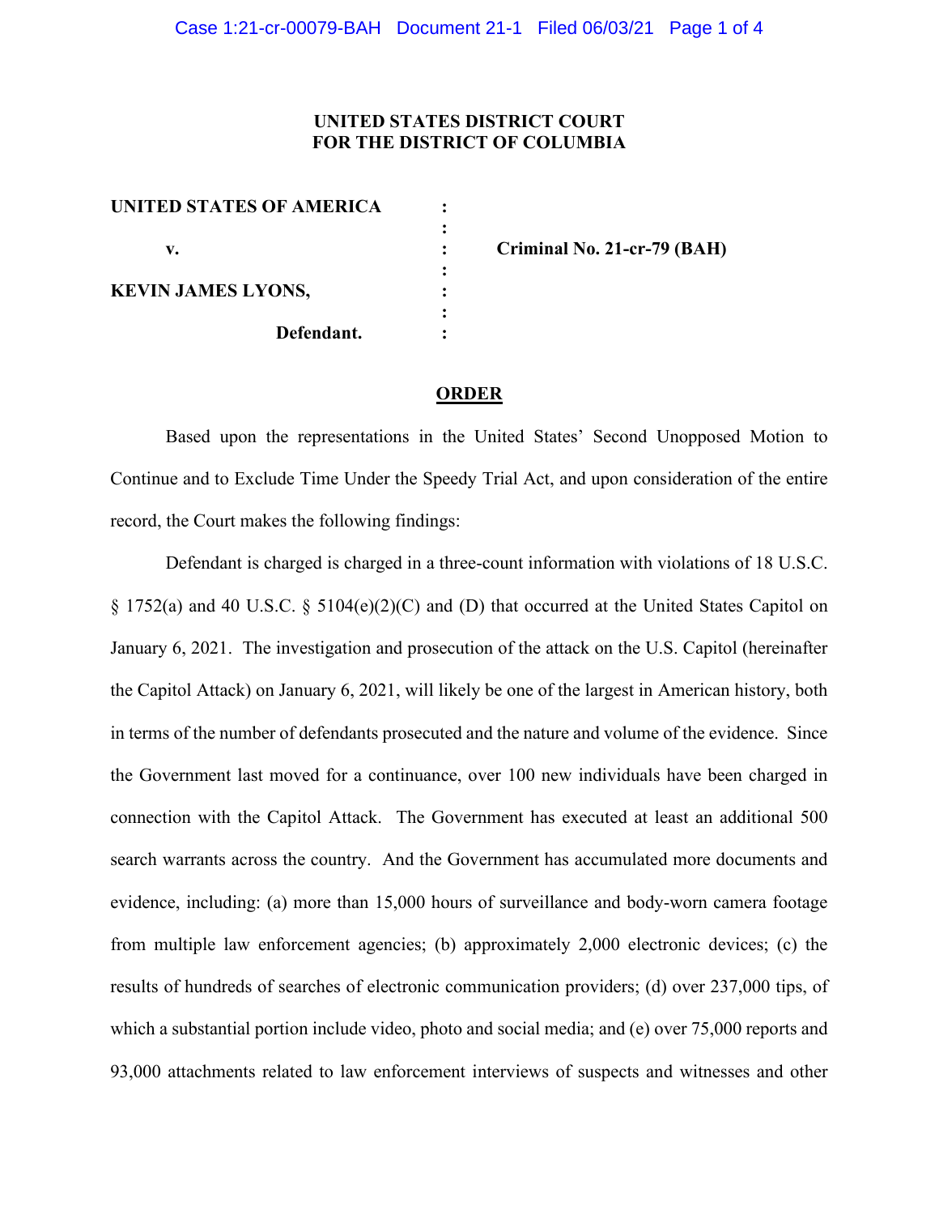**UNITED STATES DISTRICT COURT**
**FOR THE DISTRICT OF COLUMBIA**

| | | |
|---|---|---|
| **UNITED STATES OF AMERICA** | : | |
| | : | |
| **v.** | : | **Criminal No. 21-cr-79 (BAH)** |
| | : | |
| **KEVIN JAMES LYONS,** | : | |
| | : | |
| **Defendant.** | : | |

**ORDER**

Based upon the representations in the United States' Second Unopposed Motion to Continue and to Exclude Time Under the Speedy Trial Act, and upon consideration of the entire record, the Court makes the following findings:

Defendant is charged is charged in a three-count information with violations of 18 U.S.C. § 1752(a) and 40 U.S.C. § 5104(e)(2)(C) and (D) that occurred at the United States Capitol on January 6, 2021. The investigation and prosecution of the attack on the U.S. Capitol (hereinafter the Capitol Attack) on January 6, 2021, will likely be one of the largest in American history, both in terms of the number of defendants prosecuted and the nature and volume of the evidence. Since the Government last moved for a continuance, over 100 new individuals have been charged in connection with the Capitol Attack. The Government has executed at least an additional 500 search warrants across the country. And the Government has accumulated more documents and evidence, including: (a) more than 15,000 hours of surveillance and body-worn camera footage from multiple law enforcement agencies; (b) approximately 2,000 electronic devices; (c) the results of hundreds of searches of electronic communication providers; (d) over 237,000 tips, of which a substantial portion include video, photo and social media; and (e) over 75,000 reports and 93,000 attachments related to law enforcement interviews of suspects and witnesses and other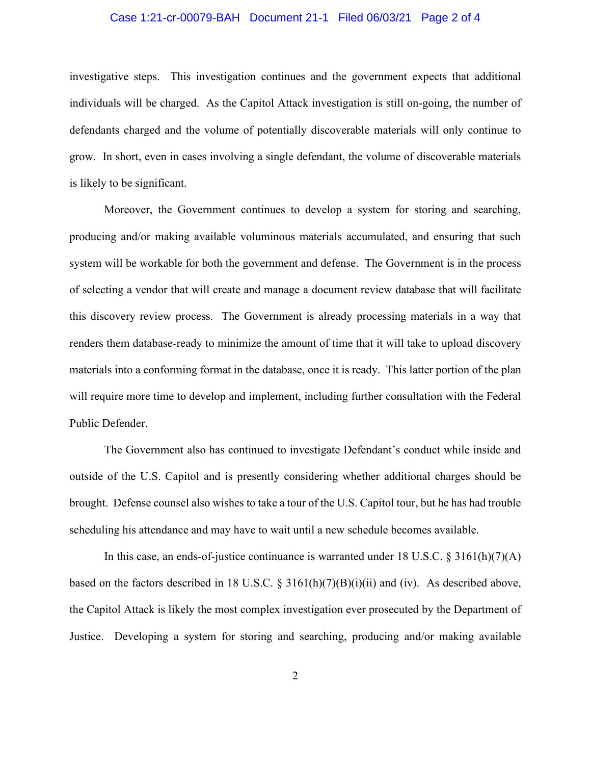investigative steps. This investigation continues and the government expects that additional individuals will be charged. As the Capitol Attack investigation is still on-going, the number of defendants charged and the volume of potentially discoverable materials will only continue to grow. In short, even in cases involving a single defendant, the volume of discoverable materials is likely to be significant.

Moreover, the Government continues to develop a system for storing and searching, producing and/or making available voluminous materials accumulated, and ensuring that such system will be workable for both the government and defense. The Government is in the process of selecting a vendor that will create and manage a document review database that will facilitate this discovery review process. The Government is already processing materials in a way that renders them database-ready to minimize the amount of time that it will take to upload discovery materials into a conforming format in the database, once it is ready. This latter portion of the plan will require more time to develop and implement, including further consultation with the Federal Public Defender.

The Government also has continued to investigate Defendant's conduct while inside and outside of the U.S. Capitol and is presently considering whether additional charges should be brought. Defense counsel also wishes to take a tour of the U.S. Capitol tour, but he has had trouble scheduling his attendance and may have to wait until a new schedule becomes available.

In this case, an ends-of-justice continuance is warranted under 18 U.S.C. § 3161(h)(7)(A) based on the factors described in 18 U.S.C. § 3161(h)(7)(B)(i)(ii) and (iv). As described above, the Capitol Attack is likely the most complex investigation ever prosecuted by the Department of Justice. Developing a system for storing and searching, producing and/or making available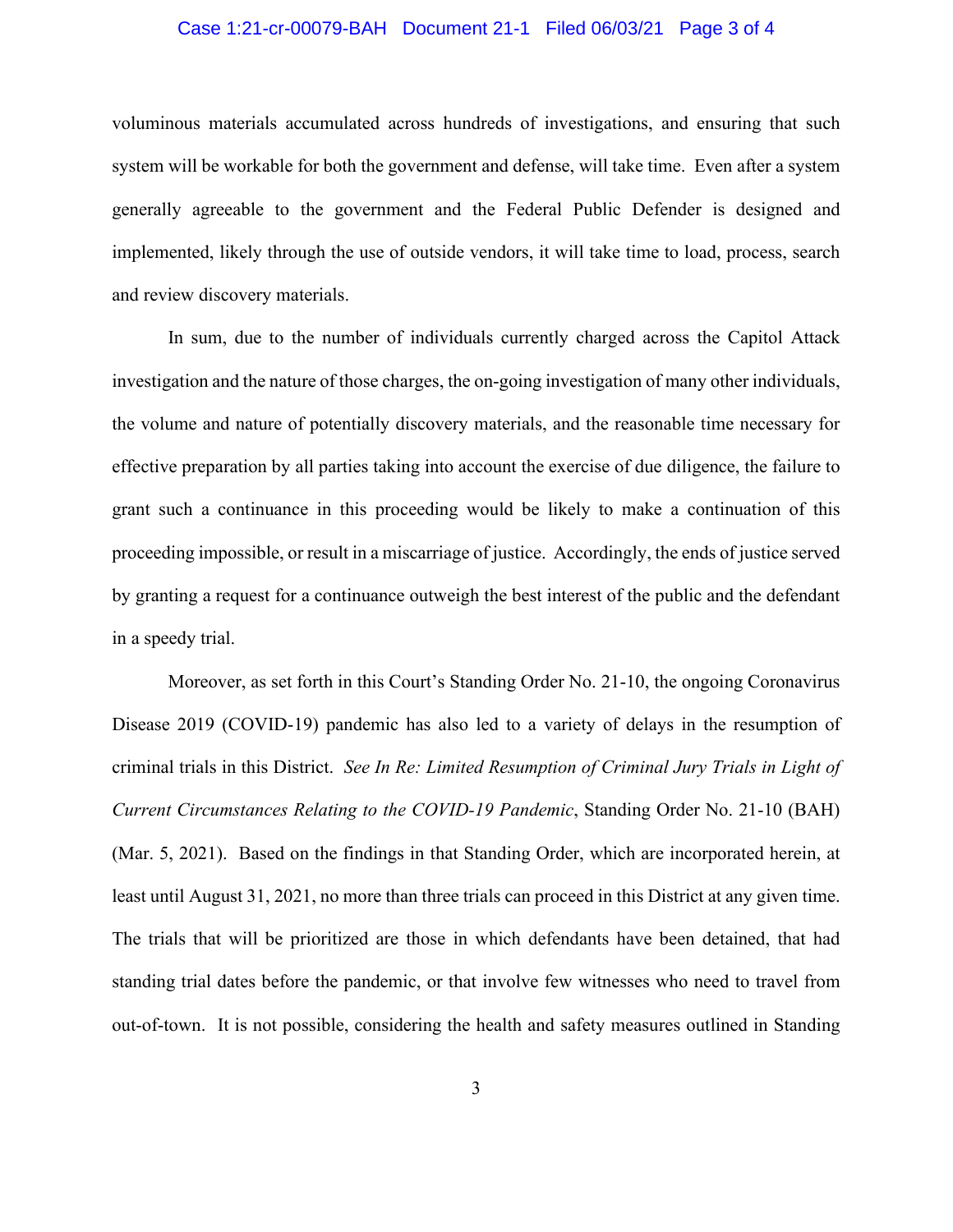voluminous materials accumulated across hundreds of investigations, and ensuring that such system will be workable for both the government and defense, will take time. Even after a system generally agreeable to the government and the Federal Public Defender is designed and implemented, likely through the use of outside vendors, it will take time to load, process, search and review discovery materials.

In sum, due to the number of individuals currently charged across the Capitol Attack investigation and the nature of those charges, the on-going investigation of many other individuals, the volume and nature of potentially discovery materials, and the reasonable time necessary for effective preparation by all parties taking into account the exercise of due diligence, the failure to grant such a continuance in this proceeding would be likely to make a continuation of this proceeding impossible, or result in a miscarriage of justice. Accordingly, the ends of justice served by granting a request for a continuance outweigh the best interest of the public and the defendant in a speedy trial.

Moreover, as set forth in this Court's Standing Order No. 21-10, the ongoing Coronavirus Disease 2019 (COVID-19) pandemic has also led to a variety of delays in the resumption of criminal trials in this District. *See In Re: Limited Resumption of Criminal Jury Trials in Light of Current Circumstances Relating to the COVID-19 Pandemic*, Standing Order No. 21-10 (BAH) (Mar. 5, 2021). Based on the findings in that Standing Order, which are incorporated herein, at least until August 31, 2021, no more than three trials can proceed in this District at any given time. The trials that will be prioritized are those in which defendants have been detained, that had standing trial dates before the pandemic, or that involve few witnesses who need to travel from out-of-town. It is not possible, considering the health and safety measures outlined in Standing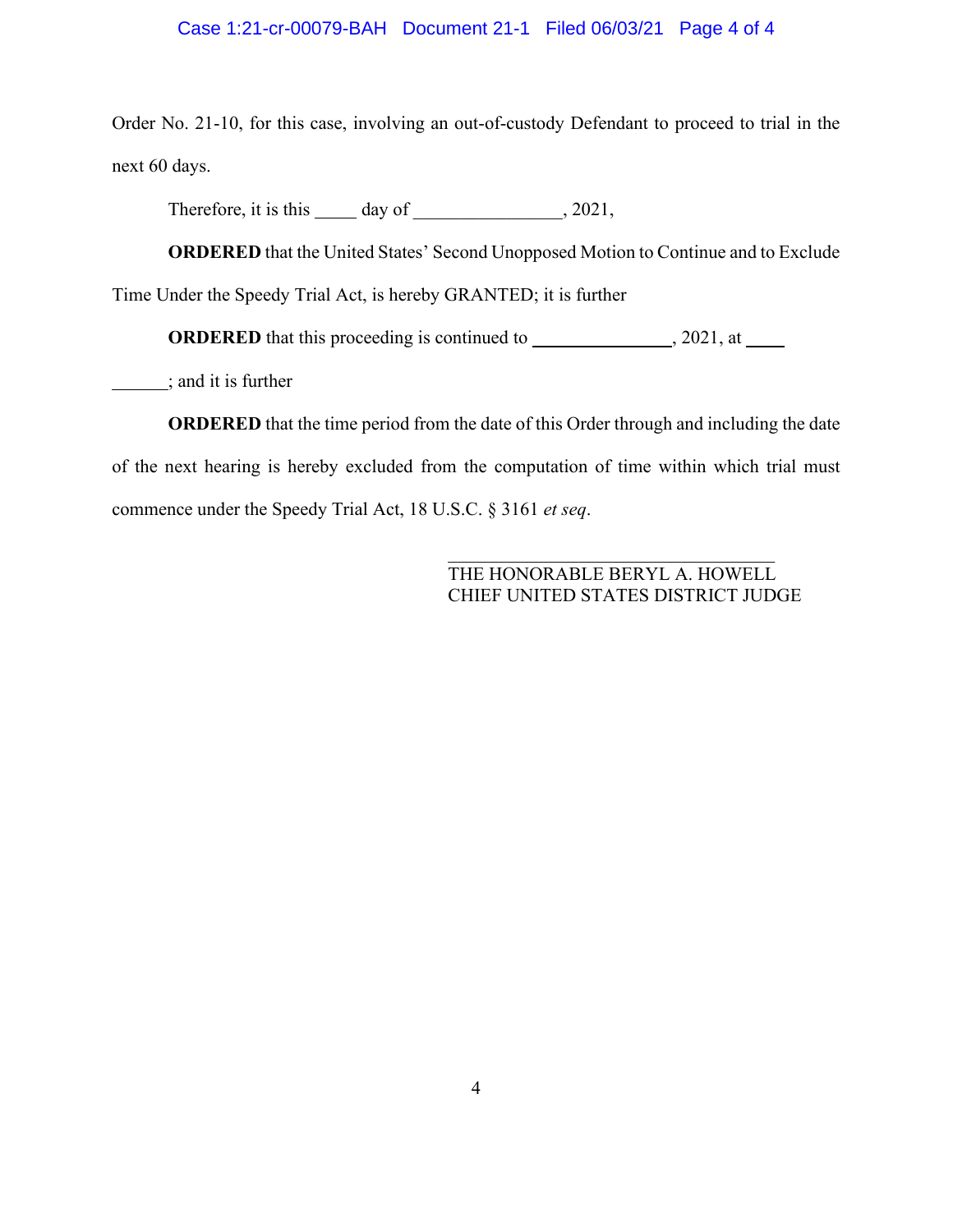Order No. 21-10, for this case, involving an out-of-custody Defendant to proceed to trial in the next 60 days.

Therefore, it is this _____ day of ________________, 2021,

**ORDERED** that the United States' Second Unopposed Motion to Continue and to Exclude Time Under the Speedy Trial Act, is hereby GRANTED; it is further

**ORDERED** that this proceeding is continued to ________________, 2021, at ____ ______; and it is further

**ORDERED** that the time period from the date of this Order through and including the date of the next hearing is hereby excluded from the computation of time within which trial must commence under the Speedy Trial Act, 18 U.S.C. § 3161 *et seq*.

___________________________________
THE HONORABLE BERYL A. HOWELL
CHIEF UNITED STATES DISTRICT JUDGE